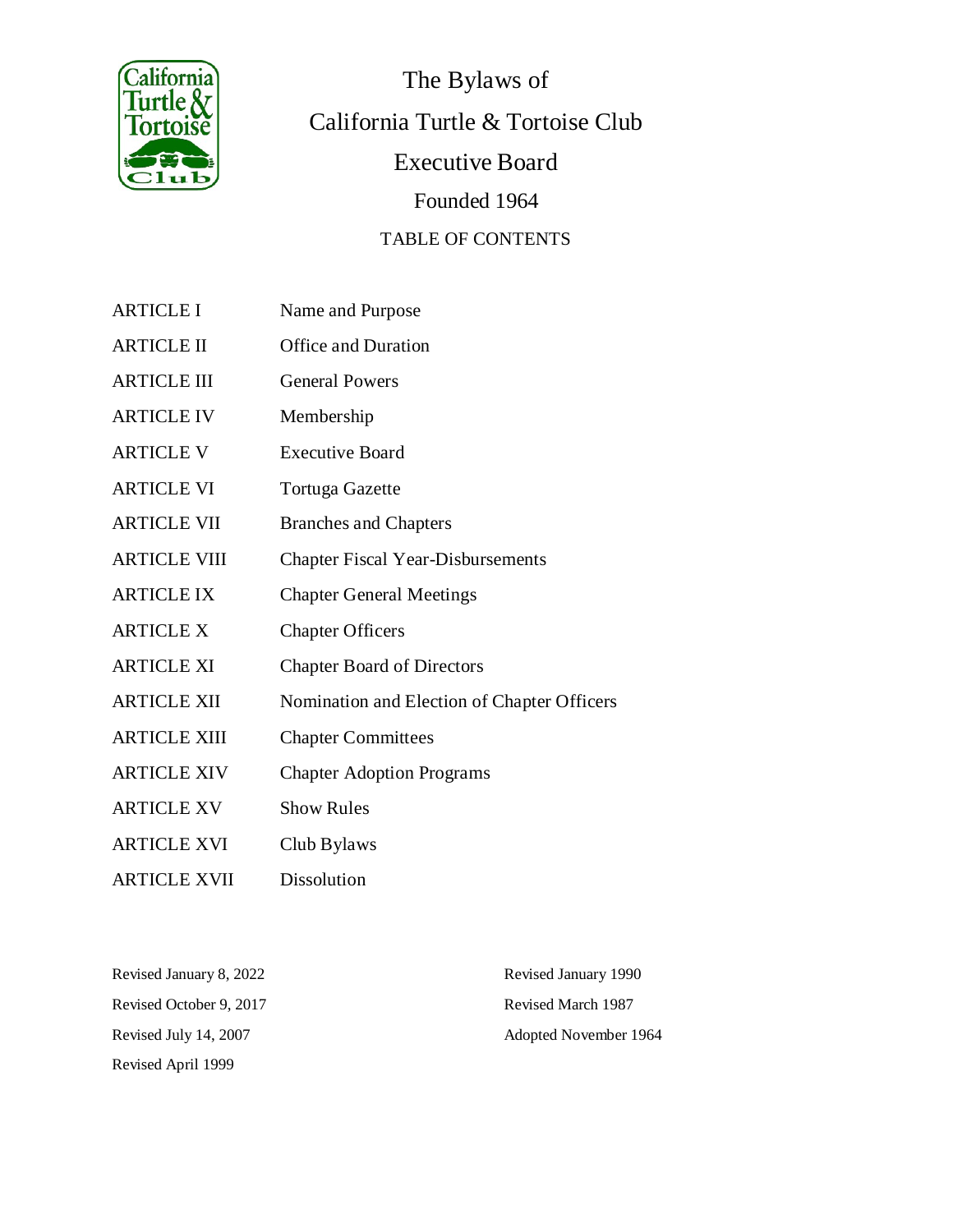# The Bylaws of California Turtle & Tortoise Club Executive Board

Founded 1964

## TABLE OF CONTENTS

| | |
|---|---|
| ARTICLE I | Name and Purpose |
| ARTICLE II | Office and Duration |
| ARTICLE III | General Powers |
| ARTICLE IV | Membership |
| ARTICLE V | Executive Board |
| ARTICLE VI | Tortuga Gazette |
| ARTICLE VII | Branches and Chapters |
| ARTICLE VIII | Chapter Fiscal Year-Disbursements |
| ARTICLE IX | Chapter General Meetings |
| ARTICLE X | Chapter Officers |
| ARTICLE XI | Chapter Board of Directors |
| ARTICLE XII | Nomination and Election of Chapter Officers |
| ARTICLE XIII | Chapter Committees |
| ARTICLE XIV | Chapter Adoption Programs |
| ARTICLE XV | Show Rules |
| ARTICLE XVI | Club Bylaws |
| ARTICLE XVII | Dissolution |

Revised January 8, 2022
Revised October 9, 2017
Revised July 14, 2007
Revised April 1999
Revised January 1990
Revised March 1987
Adopted November 1964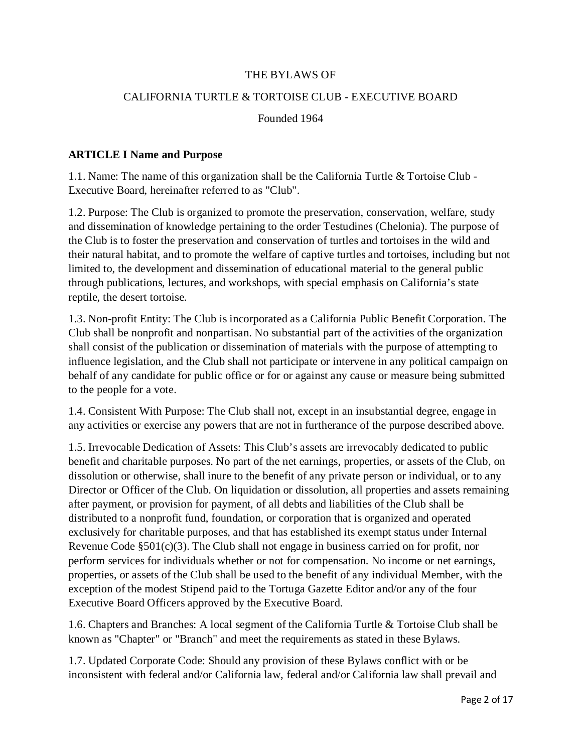THE BYLAWS OF

CALIFORNIA TURTLE & TORTOISE CLUB - EXECUTIVE BOARD

Founded 1964

**ARTICLE I Name and Purpose**

1.1. Name: The name of this organization shall be the California Turtle & Tortoise Club - Executive Board, hereinafter referred to as "Club".

1.2. Purpose: The Club is organized to promote the preservation, conservation, welfare, study and dissemination of knowledge pertaining to the order Testudines (Chelonia). The purpose of the Club is to foster the preservation and conservation of turtles and tortoises in the wild and their natural habitat, and to promote the welfare of captive turtles and tortoises, including but not limited to, the development and dissemination of educational material to the general public through publications, lectures, and workshops, with special emphasis on California's state reptile, the desert tortoise.

1.3. Non-profit Entity: The Club is incorporated as a California Public Benefit Corporation. The Club shall be nonprofit and nonpartisan. No substantial part of the activities of the organization shall consist of the publication or dissemination of materials with the purpose of attempting to influence legislation, and the Club shall not participate or intervene in any political campaign on behalf of any candidate for public office or for or against any cause or measure being submitted to the people for a vote.

1.4. Consistent With Purpose: The Club shall not, except in an insubstantial degree, engage in any activities or exercise any powers that are not in furtherance of the purpose described above.

1.5. Irrevocable Dedication of Assets: This Club's assets are irrevocably dedicated to public benefit and charitable purposes. No part of the net earnings, properties, or assets of the Club, on dissolution or otherwise, shall inure to the benefit of any private person or individual, or to any Director or Officer of the Club. On liquidation or dissolution, all properties and assets remaining after payment, or provision for payment, of all debts and liabilities of the Club shall be distributed to a nonprofit fund, foundation, or corporation that is organized and operated exclusively for charitable purposes, and that has established its exempt status under Internal Revenue Code §501(c)(3). The Club shall not engage in business carried on for profit, nor perform services for individuals whether or not for compensation. No income or net earnings, properties, or assets of the Club shall be used to the benefit of any individual Member, with the exception of the modest Stipend paid to the Tortuga Gazette Editor and/or any of the four Executive Board Officers approved by the Executive Board.

1.6. Chapters and Branches: A local segment of the California Turtle & Tortoise Club shall be known as "Chapter" or "Branch" and meet the requirements as stated in these Bylaws.

1.7. Updated Corporate Code: Should any provision of these Bylaws conflict with or be inconsistent with federal and/or California law, federal and/or California law shall prevail and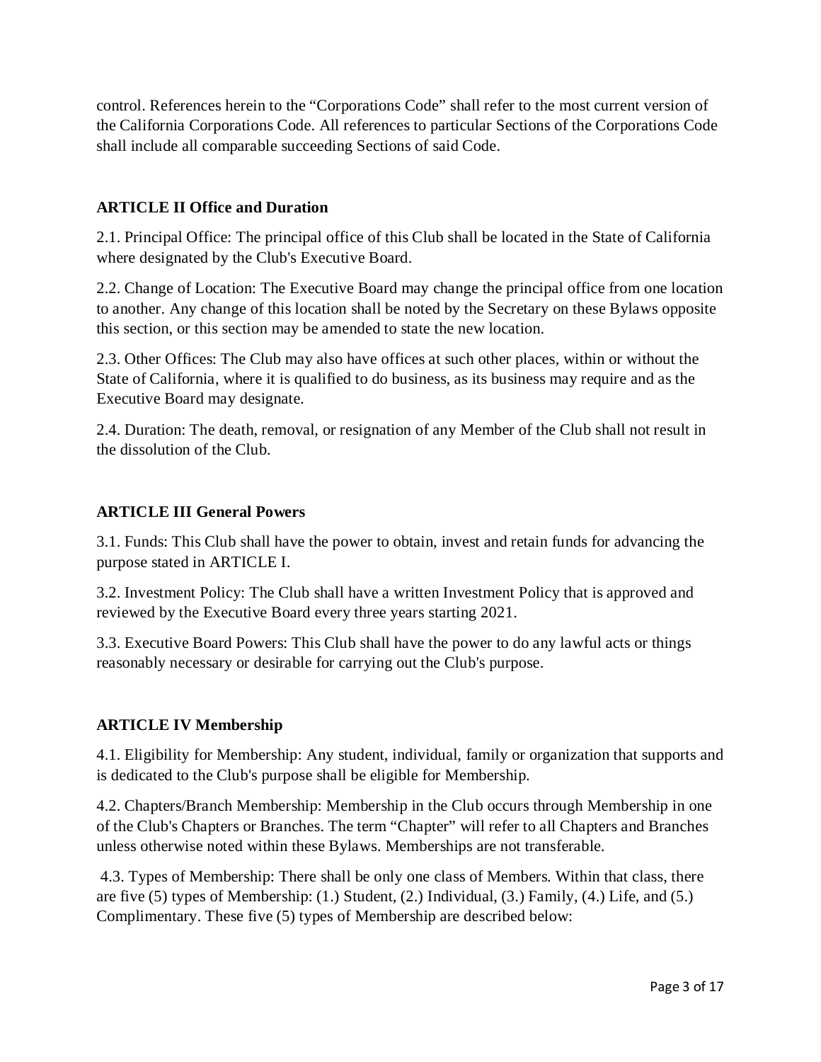control. References herein to the "Corporations Code" shall refer to the most current version of the California Corporations Code. All references to particular Sections of the Corporations Code shall include all comparable succeeding Sections of said Code.

## ARTICLE II Office and Duration

2.1. Principal Office: The principal office of this Club shall be located in the State of California where designated by the Club's Executive Board.

2.2. Change of Location: The Executive Board may change the principal office from one location to another. Any change of this location shall be noted by the Secretary on these Bylaws opposite this section, or this section may be amended to state the new location.

2.3. Other Offices: The Club may also have offices at such other places, within or without the State of California, where it is qualified to do business, as its business may require and as the Executive Board may designate.

2.4. Duration: The death, removal, or resignation of any Member of the Club shall not result in the dissolution of the Club.

## ARTICLE III General Powers

3.1. Funds: This Club shall have the power to obtain, invest and retain funds for advancing the purpose stated in ARTICLE I.

3.2. Investment Policy: The Club shall have a written Investment Policy that is approved and reviewed by the Executive Board every three years starting 2021.

3.3. Executive Board Powers: This Club shall have the power to do any lawful acts or things reasonably necessary or desirable for carrying out the Club's purpose.

## ARTICLE IV Membership

4.1. Eligibility for Membership: Any student, individual, family or organization that supports and is dedicated to the Club's purpose shall be eligible for Membership.

4.2. Chapters/Branch Membership: Membership in the Club occurs through Membership in one of the Club's Chapters or Branches. The term "Chapter" will refer to all Chapters and Branches unless otherwise noted within these Bylaws. Memberships are not transferable.

4.3. Types of Membership: There shall be only one class of Members. Within that class, there are five (5) types of Membership: (1.) Student, (2.) Individual, (3.) Family, (4.) Life, and (5.) Complimentary. These five (5) types of Membership are described below: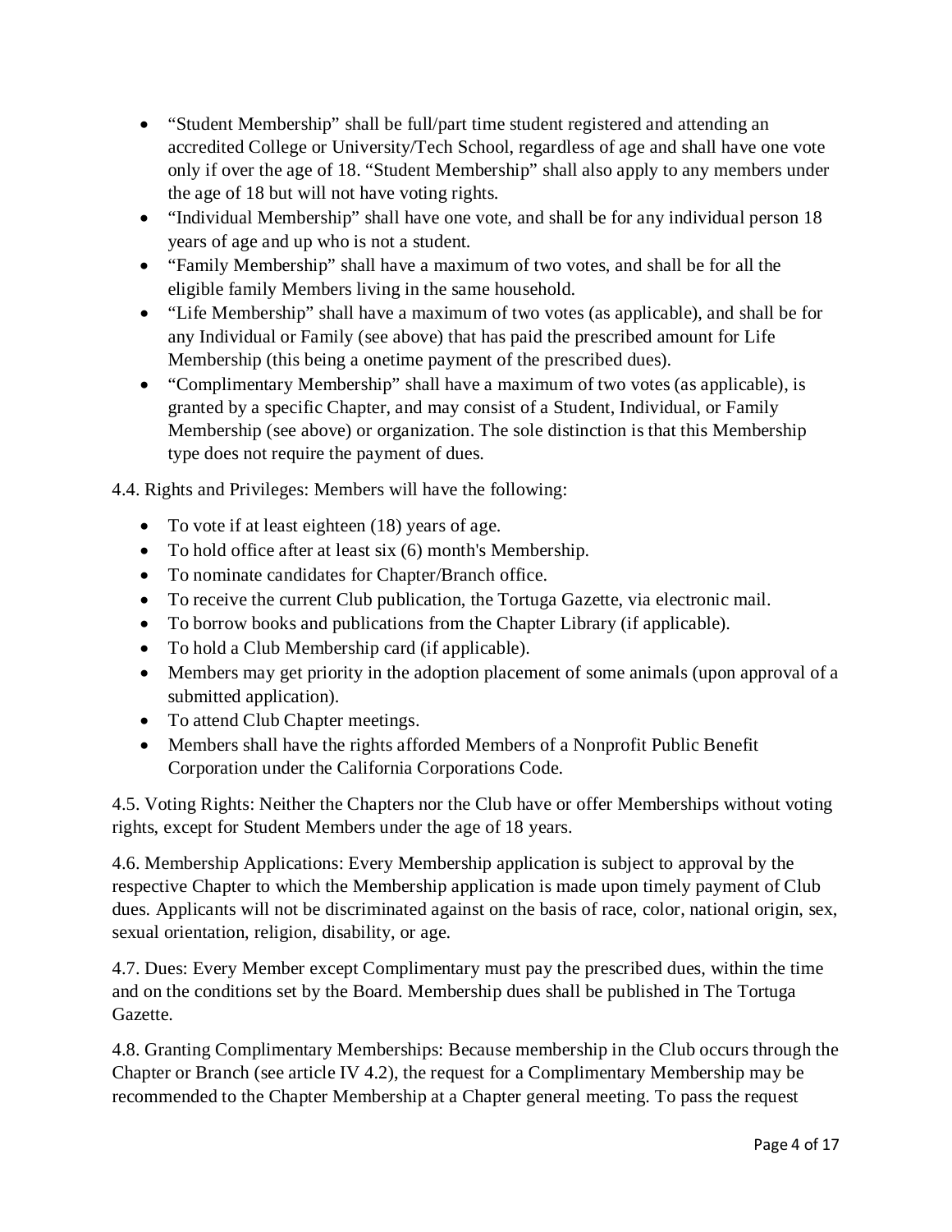- "Student Membership" shall be full/part time student registered and attending an accredited College or University/Tech School, regardless of age and shall have one vote only if over the age of 18. "Student Membership" shall also apply to any members under the age of 18 but will not have voting rights.
- "Individual Membership" shall have one vote, and shall be for any individual person 18 years of age and up who is not a student.
- "Family Membership" shall have a maximum of two votes, and shall be for all the eligible family Members living in the same household.
- "Life Membership" shall have a maximum of two votes (as applicable), and shall be for any Individual or Family (see above) that has paid the prescribed amount for Life Membership (this being a onetime payment of the prescribed dues).
- "Complimentary Membership" shall have a maximum of two votes (as applicable), is granted by a specific Chapter, and may consist of a Student, Individual, or Family Membership (see above) or organization. The sole distinction is that this Membership type does not require the payment of dues.

4.4. Rights and Privileges: Members will have the following:

- To vote if at least eighteen (18) years of age.
- To hold office after at least six (6) month's Membership.
- To nominate candidates for Chapter/Branch office.
- To receive the current Club publication, the Tortuga Gazette, via electronic mail.
- To borrow books and publications from the Chapter Library (if applicable).
- To hold a Club Membership card (if applicable).
- Members may get priority in the adoption placement of some animals (upon approval of a submitted application).
- To attend Club Chapter meetings.
- Members shall have the rights afforded Members of a Nonprofit Public Benefit Corporation under the California Corporations Code.

4.5. Voting Rights: Neither the Chapters nor the Club have or offer Memberships without voting rights, except for Student Members under the age of 18 years.

4.6. Membership Applications: Every Membership application is subject to approval by the respective Chapter to which the Membership application is made upon timely payment of Club dues. Applicants will not be discriminated against on the basis of race, color, national origin, sex, sexual orientation, religion, disability, or age.

4.7. Dues: Every Member except Complimentary must pay the prescribed dues, within the time and on the conditions set by the Board. Membership dues shall be published in The Tortuga Gazette.

4.8. Granting Complimentary Memberships: Because membership in the Club occurs through the Chapter or Branch (see article IV 4.2), the request for a Complimentary Membership may be recommended to the Chapter Membership at a Chapter general meeting. To pass the request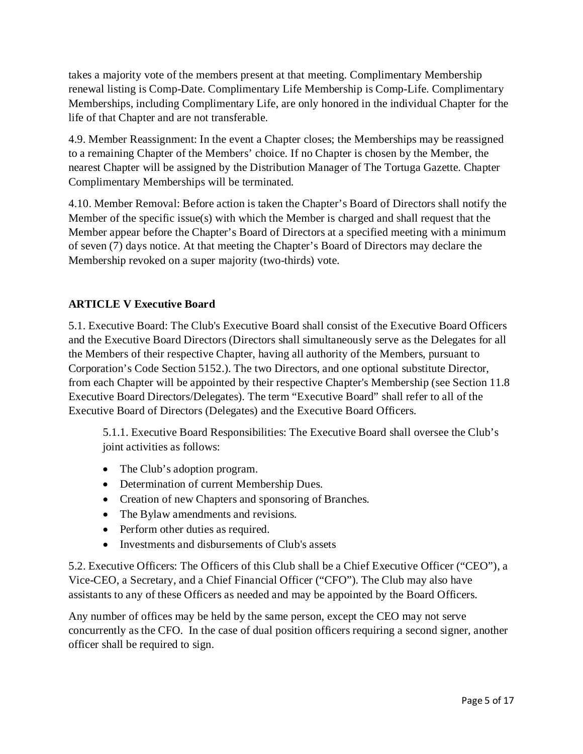takes a majority vote of the members present at that meeting. Complimentary Membership renewal listing is Comp-Date. Complimentary Life Membership is Comp-Life. Complimentary Memberships, including Complimentary Life, are only honored in the individual Chapter for the life of that Chapter and are not transferable.

4.9. Member Reassignment: In the event a Chapter closes; the Memberships may be reassigned to a remaining Chapter of the Members' choice. If no Chapter is chosen by the Member, the nearest Chapter will be assigned by the Distribution Manager of The Tortuga Gazette. Chapter Complimentary Memberships will be terminated.

4.10. Member Removal: Before action is taken the Chapter's Board of Directors shall notify the Member of the specific issue(s) with which the Member is charged and shall request that the Member appear before the Chapter's Board of Directors at a specified meeting with a minimum of seven (7) days notice. At that meeting the Chapter's Board of Directors may declare the Membership revoked on a super majority (two-thirds) vote.

## ARTICLE V Executive Board

5.1. Executive Board: The Club's Executive Board shall consist of the Executive Board Officers and the Executive Board Directors (Directors shall simultaneously serve as the Delegates for all the Members of their respective Chapter, having all authority of the Members, pursuant to Corporation's Code Section 5152.). The two Directors, and one optional substitute Director, from each Chapter will be appointed by their respective Chapter's Membership (see Section 11.8 Executive Board Directors/Delegates). The term "Executive Board" shall refer to all of the Executive Board of Directors (Delegates) and the Executive Board Officers.

5.1.1. Executive Board Responsibilities: The Executive Board shall oversee the Club's joint activities as follows:

- The Club's adoption program.
- Determination of current Membership Dues.
- Creation of new Chapters and sponsoring of Branches.
- The Bylaw amendments and revisions.
- Perform other duties as required.
- Investments and disbursements of Club's assets

5.2. Executive Officers: The Officers of this Club shall be a Chief Executive Officer ("CEO"), a Vice-CEO, a Secretary, and a Chief Financial Officer ("CFO"). The Club may also have assistants to any of these Officers as needed and may be appointed by the Board Officers.

Any number of offices may be held by the same person, except the CEO may not serve concurrently as the CFO. In the case of dual position officers requiring a second signer, another officer shall be required to sign.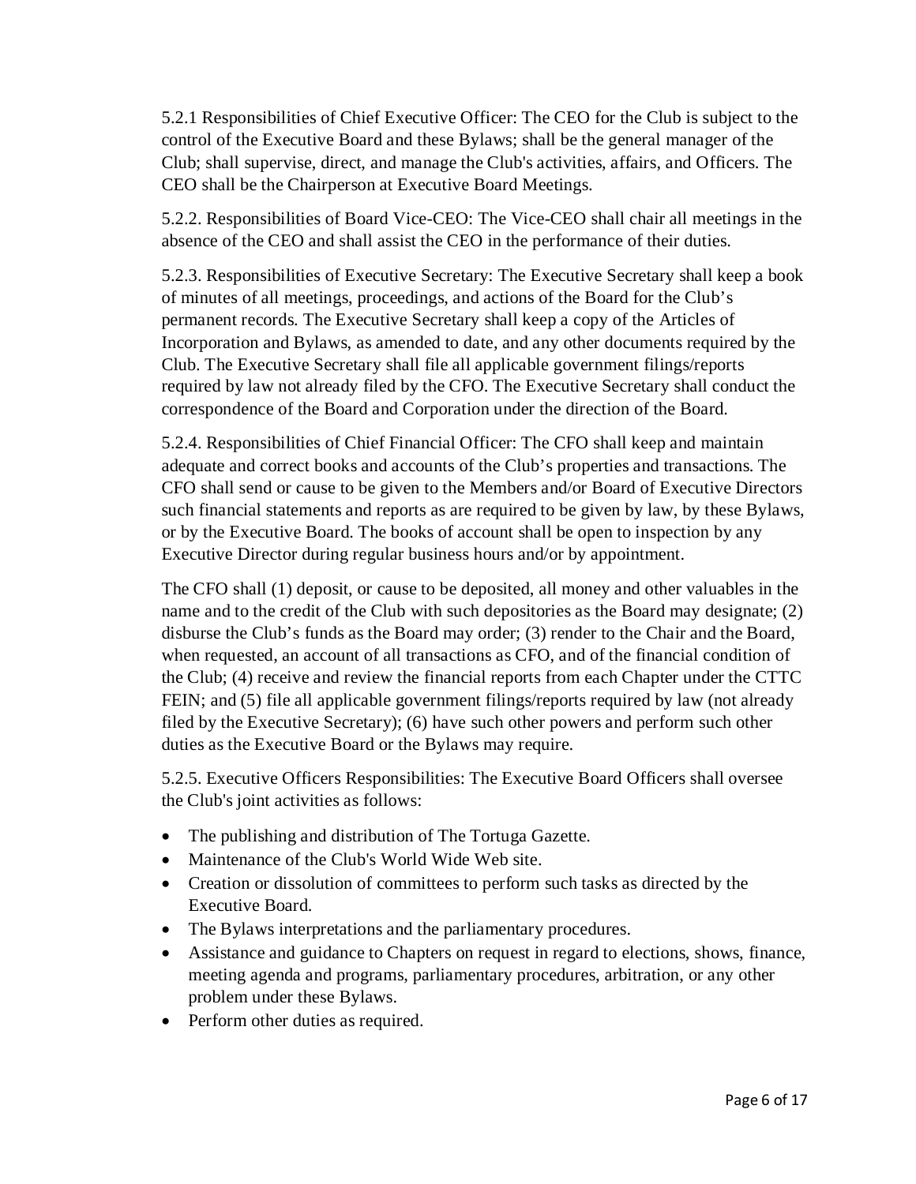5.2.1 Responsibilities of Chief Executive Officer: The CEO for the Club is subject to the control of the Executive Board and these Bylaws; shall be the general manager of the Club; shall supervise, direct, and manage the Club's activities, affairs, and Officers. The CEO shall be the Chairperson at Executive Board Meetings.

5.2.2. Responsibilities of Board Vice-CEO: The Vice-CEO shall chair all meetings in the absence of the CEO and shall assist the CEO in the performance of their duties.

5.2.3. Responsibilities of Executive Secretary: The Executive Secretary shall keep a book of minutes of all meetings, proceedings, and actions of the Board for the Club's permanent records. The Executive Secretary shall keep a copy of the Articles of Incorporation and Bylaws, as amended to date, and any other documents required by the Club. The Executive Secretary shall file all applicable government filings/reports required by law not already filed by the CFO. The Executive Secretary shall conduct the correspondence of the Board and Corporation under the direction of the Board.

5.2.4. Responsibilities of Chief Financial Officer: The CFO shall keep and maintain adequate and correct books and accounts of the Club's properties and transactions. The CFO shall send or cause to be given to the Members and/or Board of Executive Directors such financial statements and reports as are required to be given by law, by these Bylaws, or by the Executive Board. The books of account shall be open to inspection by any Executive Director during regular business hours and/or by appointment.

The CFO shall (1) deposit, or cause to be deposited, all money and other valuables in the name and to the credit of the Club with such depositories as the Board may designate; (2) disburse the Club's funds as the Board may order; (3) render to the Chair and the Board, when requested, an account of all transactions as CFO, and of the financial condition of the Club; (4) receive and review the financial reports from each Chapter under the CTTC FEIN; and (5) file all applicable government filings/reports required by law (not already filed by the Executive Secretary); (6) have such other powers and perform such other duties as the Executive Board or the Bylaws may require.

5.2.5. Executive Officers Responsibilities: The Executive Board Officers shall oversee the Club's joint activities as follows:

- The publishing and distribution of The Tortuga Gazette.
- Maintenance of the Club's World Wide Web site.
- Creation or dissolution of committees to perform such tasks as directed by the Executive Board.
- The Bylaws interpretations and the parliamentary procedures.
- Assistance and guidance to Chapters on request in regard to elections, shows, finance, meeting agenda and programs, parliamentary procedures, arbitration, or any other problem under these Bylaws.
- Perform other duties as required.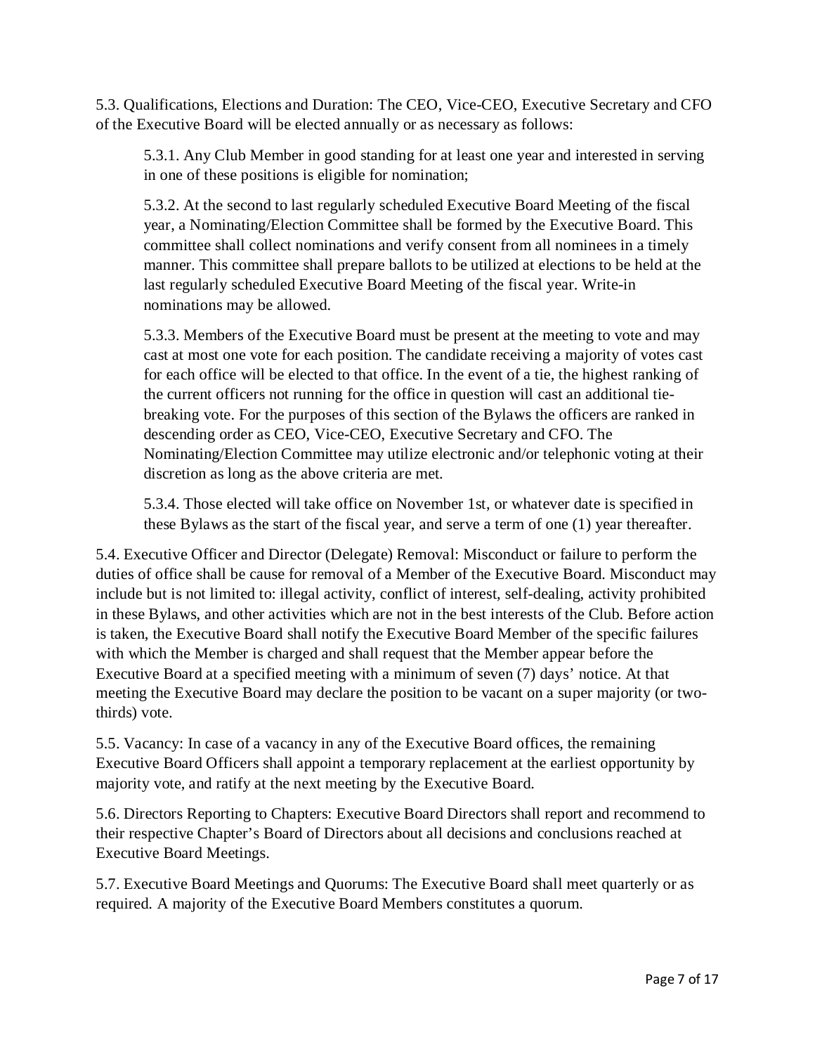5.3. Qualifications, Elections and Duration: The CEO, Vice-CEO, Executive Secretary and CFO of the Executive Board will be elected annually or as necessary as follows:

> 5.3.1. Any Club Member in good standing for at least one year and interested in serving in one of these positions is eligible for nomination;
>
> 5.3.2. At the second to last regularly scheduled Executive Board Meeting of the fiscal year, a Nominating/Election Committee shall be formed by the Executive Board. This committee shall collect nominations and verify consent from all nominees in a timely manner. This committee shall prepare ballots to be utilized at elections to be held at the last regularly scheduled Executive Board Meeting of the fiscal year. Write-in nominations may be allowed.
>
> 5.3.3. Members of the Executive Board must be present at the meeting to vote and may cast at most one vote for each position. The candidate receiving a majority of votes cast for each office will be elected to that office. In the event of a tie, the highest ranking of the current officers not running for the office in question will cast an additional tie-breaking vote. For the purposes of this section of the Bylaws the officers are ranked in descending order as CEO, Vice-CEO, Executive Secretary and CFO. The Nominating/Election Committee may utilize electronic and/or telephonic voting at their discretion as long as the above criteria are met.
>
> 5.3.4. Those elected will take office on November 1st, or whatever date is specified in these Bylaws as the start of the fiscal year, and serve a term of one (1) year thereafter.

5.4. Executive Officer and Director (Delegate) Removal: Misconduct or failure to perform the duties of office shall be cause for removal of a Member of the Executive Board. Misconduct may include but is not limited to: illegal activity, conflict of interest, self-dealing, activity prohibited in these Bylaws, and other activities which are not in the best interests of the Club. Before action is taken, the Executive Board shall notify the Executive Board Member of the specific failures with which the Member is charged and shall request that the Member appear before the Executive Board at a specified meeting with a minimum of seven (7) days' notice. At that meeting the Executive Board may declare the position to be vacant on a super majority (or two-thirds) vote.

5.5. Vacancy: In case of a vacancy in any of the Executive Board offices, the remaining Executive Board Officers shall appoint a temporary replacement at the earliest opportunity by majority vote, and ratify at the next meeting by the Executive Board.

5.6. Directors Reporting to Chapters: Executive Board Directors shall report and recommend to their respective Chapter's Board of Directors about all decisions and conclusions reached at Executive Board Meetings.

5.7. Executive Board Meetings and Quorums: The Executive Board shall meet quarterly or as required. A majority of the Executive Board Members constitutes a quorum.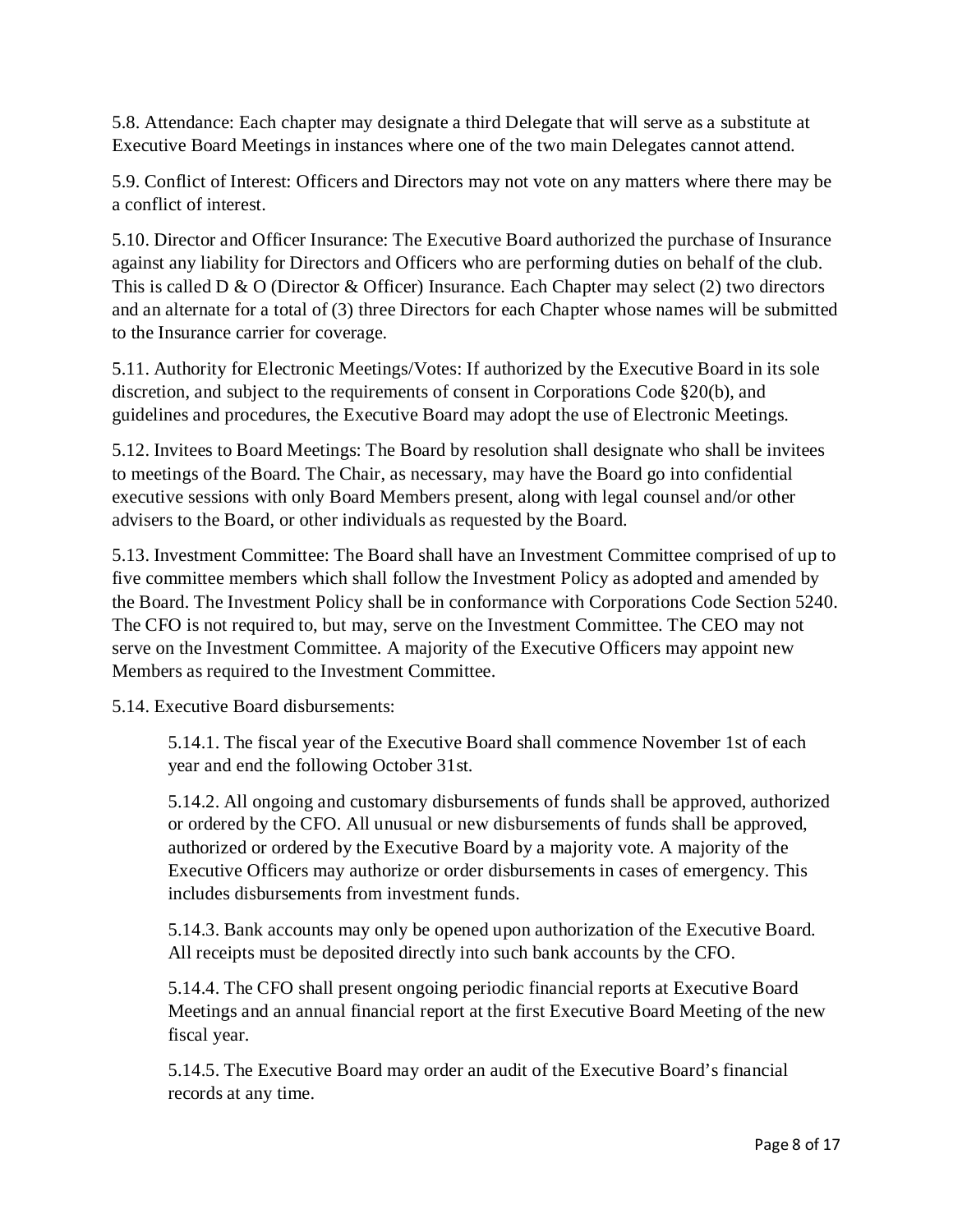5.8. Attendance: Each chapter may designate a third Delegate that will serve as a substitute at Executive Board Meetings in instances where one of the two main Delegates cannot attend.

5.9. Conflict of Interest: Officers and Directors may not vote on any matters where there may be a conflict of interest.

5.10. Director and Officer Insurance: The Executive Board authorized the purchase of Insurance against any liability for Directors and Officers who are performing duties on behalf of the club. This is called D & O (Director & Officer) Insurance. Each Chapter may select (2) two directors and an alternate for a total of (3) three Directors for each Chapter whose names will be submitted to the Insurance carrier for coverage.

5.11. Authority for Electronic Meetings/Votes: If authorized by the Executive Board in its sole discretion, and subject to the requirements of consent in Corporations Code §20(b), and guidelines and procedures, the Executive Board may adopt the use of Electronic Meetings.

5.12. Invitees to Board Meetings: The Board by resolution shall designate who shall be invitees to meetings of the Board. The Chair, as necessary, may have the Board go into confidential executive sessions with only Board Members present, along with legal counsel and/or other advisers to the Board, or other individuals as requested by the Board.

5.13. Investment Committee: The Board shall have an Investment Committee comprised of up to five committee members which shall follow the Investment Policy as adopted and amended by the Board. The Investment Policy shall be in conformance with Corporations Code Section 5240. The CFO is not required to, but may, serve on the Investment Committee. The CEO may not serve on the Investment Committee. A majority of the Executive Officers may appoint new Members as required to the Investment Committee.

5.14. Executive Board disbursements:

> 5.14.1. The fiscal year of the Executive Board shall commence November 1st of each year and end the following October 31st.
>
> 5.14.2. All ongoing and customary disbursements of funds shall be approved, authorized or ordered by the CFO. All unusual or new disbursements of funds shall be approved, authorized or ordered by the Executive Board by a majority vote. A majority of the Executive Officers may authorize or order disbursements in cases of emergency. This includes disbursements from investment funds.
>
> 5.14.3. Bank accounts may only be opened upon authorization of the Executive Board. All receipts must be deposited directly into such bank accounts by the CFO.
>
> 5.14.4. The CFO shall present ongoing periodic financial reports at Executive Board Meetings and an annual financial report at the first Executive Board Meeting of the new fiscal year.
>
> 5.14.5. The Executive Board may order an audit of the Executive Board's financial records at any time.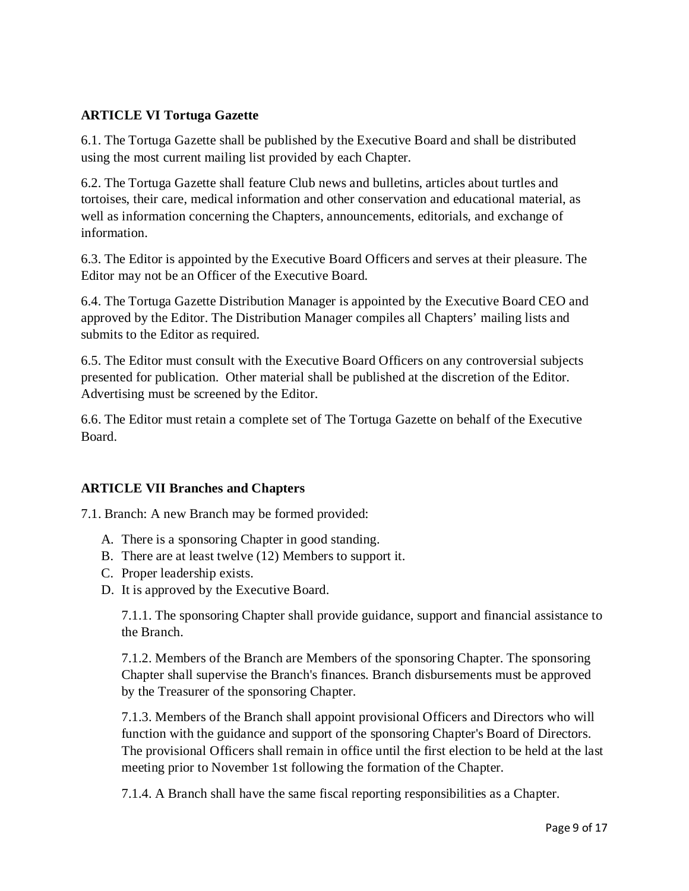**ARTICLE VI Tortuga Gazette**

6.1. The Tortuga Gazette shall be published by the Executive Board and shall be distributed using the most current mailing list provided by each Chapter.

6.2. The Tortuga Gazette shall feature Club news and bulletins, articles about turtles and tortoises, their care, medical information and other conservation and educational material, as well as information concerning the Chapters, announcements, editorials, and exchange of information.

6.3. The Editor is appointed by the Executive Board Officers and serves at their pleasure. The Editor may not be an Officer of the Executive Board.

6.4. The Tortuga Gazette Distribution Manager is appointed by the Executive Board CEO and approved by the Editor. The Distribution Manager compiles all Chapters' mailing lists and submits to the Editor as required.

6.5. The Editor must consult with the Executive Board Officers on any controversial subjects presented for publication. Other material shall be published at the discretion of the Editor. Advertising must be screened by the Editor.

6.6. The Editor must retain a complete set of The Tortuga Gazette on behalf of the Executive Board.

**ARTICLE VII Branches and Chapters**

7.1. Branch: A new Branch may be formed provided:

A. There is a sponsoring Chapter in good standing.
B. There are at least twelve (12) Members to support it.
C. Proper leadership exists.
D. It is approved by the Executive Board.

7.1.1. The sponsoring Chapter shall provide guidance, support and financial assistance to the Branch.

7.1.2. Members of the Branch are Members of the sponsoring Chapter. The sponsoring Chapter shall supervise the Branch's finances. Branch disbursements must be approved by the Treasurer of the sponsoring Chapter.

7.1.3. Members of the Branch shall appoint provisional Officers and Directors who will function with the guidance and support of the sponsoring Chapter's Board of Directors. The provisional Officers shall remain in office until the first election to be held at the last meeting prior to November 1st following the formation of the Chapter.

7.1.4. A Branch shall have the same fiscal reporting responsibilities as a Chapter.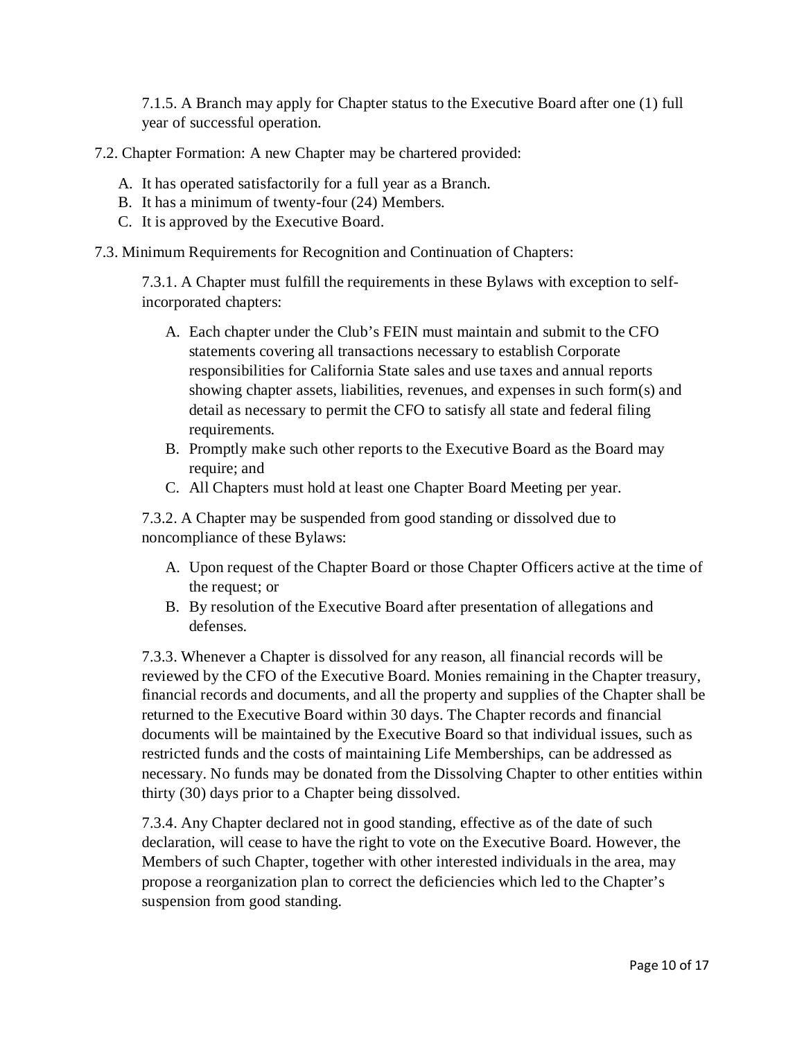7.1.5. A Branch may apply for Chapter status to the Executive Board after one (1) full year of successful operation.

7.2. Chapter Formation: A new Chapter may be chartered provided:

A. It has operated satisfactorily for a full year as a Branch.
B. It has a minimum of twenty-four (24) Members.
C. It is approved by the Executive Board.

7.3. Minimum Requirements for Recognition and Continuation of Chapters:

7.3.1. A Chapter must fulfill the requirements in these Bylaws with exception to self-incorporated chapters:

A. Each chapter under the Club's FEIN must maintain and submit to the CFO statements covering all transactions necessary to establish Corporate responsibilities for California State sales and use taxes and annual reports showing chapter assets, liabilities, revenues, and expenses in such form(s) and detail as necessary to permit the CFO to satisfy all state and federal filing requirements.
B. Promptly make such other reports to the Executive Board as the Board may require; and
C. All Chapters must hold at least one Chapter Board Meeting per year.

7.3.2. A Chapter may be suspended from good standing or dissolved due to noncompliance of these Bylaws:

A. Upon request of the Chapter Board or those Chapter Officers active at the time of the request; or
B. By resolution of the Executive Board after presentation of allegations and defenses.

7.3.3. Whenever a Chapter is dissolved for any reason, all financial records will be reviewed by the CFO of the Executive Board. Monies remaining in the Chapter treasury, financial records and documents, and all the property and supplies of the Chapter shall be returned to the Executive Board within 30 days. The Chapter records and financial documents will be maintained by the Executive Board so that individual issues, such as restricted funds and the costs of maintaining Life Memberships, can be addressed as necessary. No funds may be donated from the Dissolving Chapter to other entities within thirty (30) days prior to a Chapter being dissolved.

7.3.4. Any Chapter declared not in good standing, effective as of the date of such declaration, will cease to have the right to vote on the Executive Board. However, the Members of such Chapter, together with other interested individuals in the area, may propose a reorganization plan to correct the deficiencies which led to the Chapter's suspension from good standing.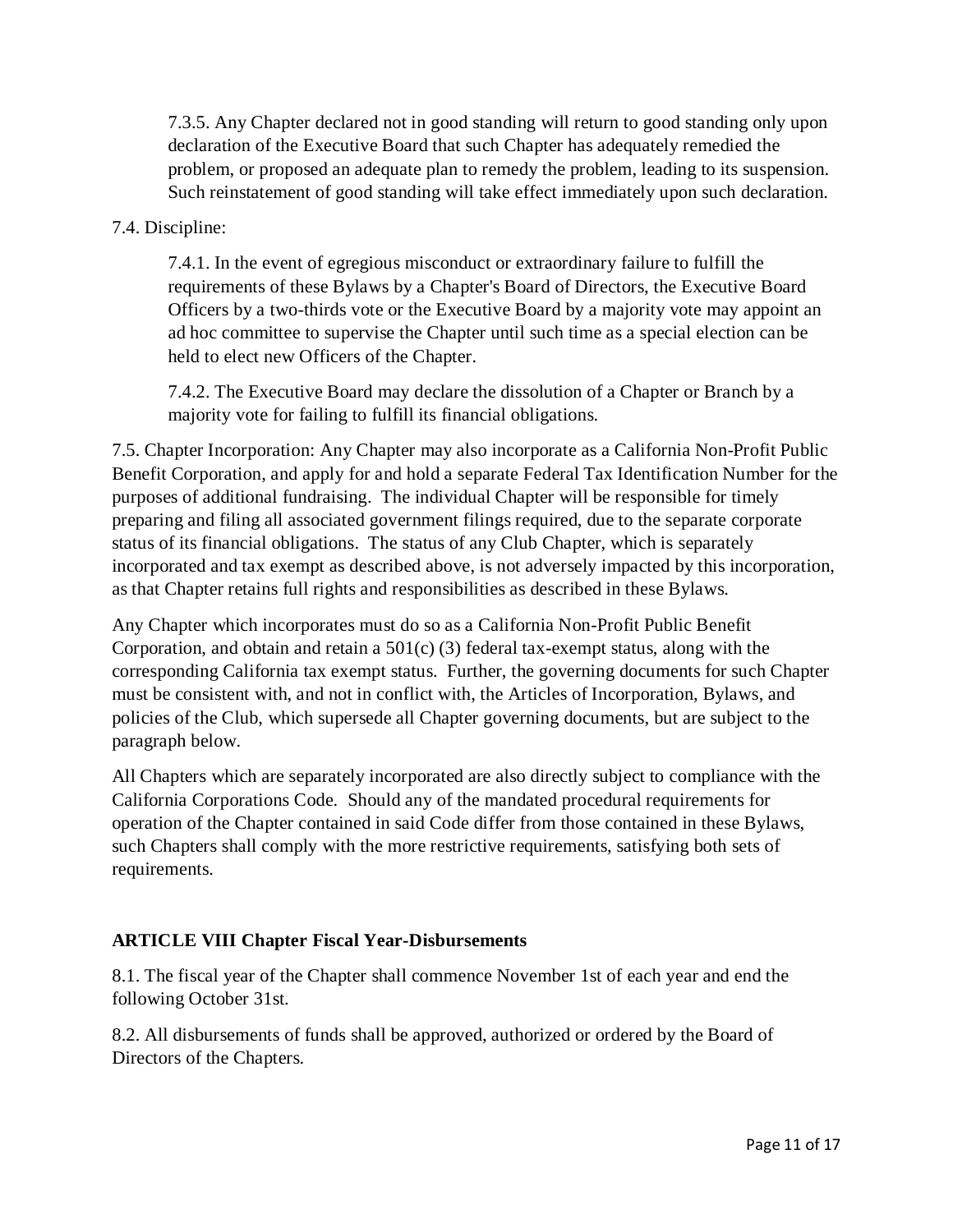7.3.5. Any Chapter declared not in good standing will return to good standing only upon declaration of the Executive Board that such Chapter has adequately remedied the problem, or proposed an adequate plan to remedy the problem, leading to its suspension. Such reinstatement of good standing will take effect immediately upon such declaration.

7.4. Discipline:

7.4.1. In the event of egregious misconduct or extraordinary failure to fulfill the requirements of these Bylaws by a Chapter's Board of Directors, the Executive Board Officers by a two-thirds vote or the Executive Board by a majority vote may appoint an ad hoc committee to supervise the Chapter until such time as a special election can be held to elect new Officers of the Chapter.

7.4.2. The Executive Board may declare the dissolution of a Chapter or Branch by a majority vote for failing to fulfill its financial obligations.

7.5. Chapter Incorporation: Any Chapter may also incorporate as a California Non-Profit Public Benefit Corporation, and apply for and hold a separate Federal Tax Identification Number for the purposes of additional fundraising. The individual Chapter will be responsible for timely preparing and filing all associated government filings required, due to the separate corporate status of its financial obligations. The status of any Club Chapter, which is separately incorporated and tax exempt as described above, is not adversely impacted by this incorporation, as that Chapter retains full rights and responsibilities as described in these Bylaws.

Any Chapter which incorporates must do so as a California Non-Profit Public Benefit Corporation, and obtain and retain a 501(c) (3) federal tax-exempt status, along with the corresponding California tax exempt status. Further, the governing documents for such Chapter must be consistent with, and not in conflict with, the Articles of Incorporation, Bylaws, and policies of the Club, which supersede all Chapter governing documents, but are subject to the paragraph below.

All Chapters which are separately incorporated are also directly subject to compliance with the California Corporations Code. Should any of the mandated procedural requirements for operation of the Chapter contained in said Code differ from those contained in these Bylaws, such Chapters shall comply with the more restrictive requirements, satisfying both sets of requirements.

**ARTICLE VIII Chapter Fiscal Year-Disbursements**

8.1. The fiscal year of the Chapter shall commence November 1st of each year and end the following October 31st.

8.2. All disbursements of funds shall be approved, authorized or ordered by the Board of Directors of the Chapters.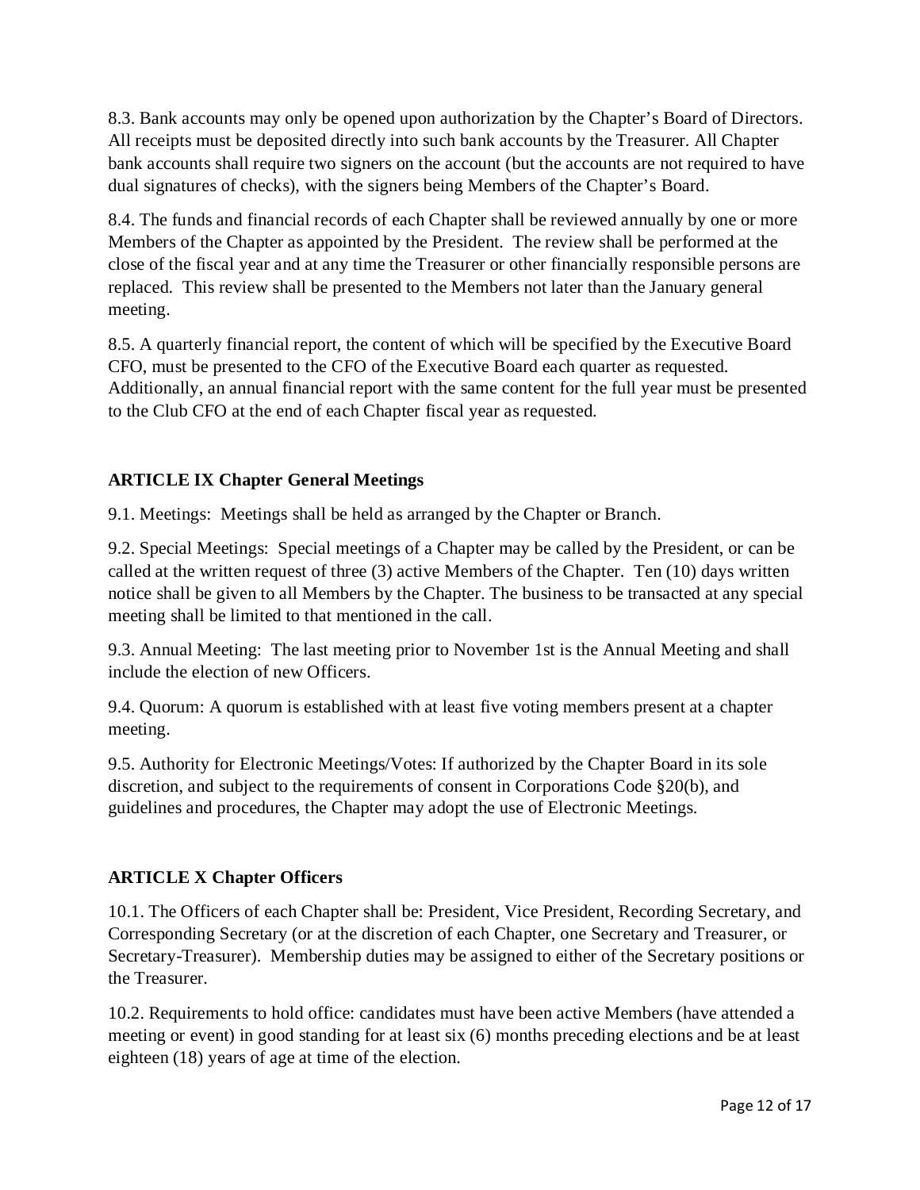8.3. Bank accounts may only be opened upon authorization by the Chapter's Board of Directors. All receipts must be deposited directly into such bank accounts by the Treasurer. All Chapter bank accounts shall require two signers on the account (but the accounts are not required to have dual signatures of checks), with the signers being Members of the Chapter's Board.

8.4. The funds and financial records of each Chapter shall be reviewed annually by one or more Members of the Chapter as appointed by the President. The review shall be performed at the close of the fiscal year and at any time the Treasurer or other financially responsible persons are replaced. This review shall be presented to the Members not later than the January general meeting.

8.5. A quarterly financial report, the content of which will be specified by the Executive Board CFO, must be presented to the CFO of the Executive Board each quarter as requested. Additionally, an annual financial report with the same content for the full year must be presented to the Club CFO at the end of each Chapter fiscal year as requested.

## ARTICLE IX Chapter General Meetings

9.1. Meetings: Meetings shall be held as arranged by the Chapter or Branch.

9.2. Special Meetings: Special meetings of a Chapter may be called by the President, or can be called at the written request of three (3) active Members of the Chapter. Ten (10) days written notice shall be given to all Members by the Chapter. The business to be transacted at any special meeting shall be limited to that mentioned in the call.

9.3. Annual Meeting: The last meeting prior to November 1st is the Annual Meeting and shall include the election of new Officers.

9.4. Quorum: A quorum is established with at least five voting members present at a chapter meeting.

9.5. Authority for Electronic Meetings/Votes: If authorized by the Chapter Board in its sole discretion, and subject to the requirements of consent in Corporations Code §20(b), and guidelines and procedures, the Chapter may adopt the use of Electronic Meetings.

## ARTICLE X Chapter Officers

10.1. The Officers of each Chapter shall be: President, Vice President, Recording Secretary, and Corresponding Secretary (or at the discretion of each Chapter, one Secretary and Treasurer, or Secretary-Treasurer). Membership duties may be assigned to either of the Secretary positions or the Treasurer.

10.2. Requirements to hold office: candidates must have been active Members (have attended a meeting or event) in good standing for at least six (6) months preceding elections and be at least eighteen (18) years of age at time of the election.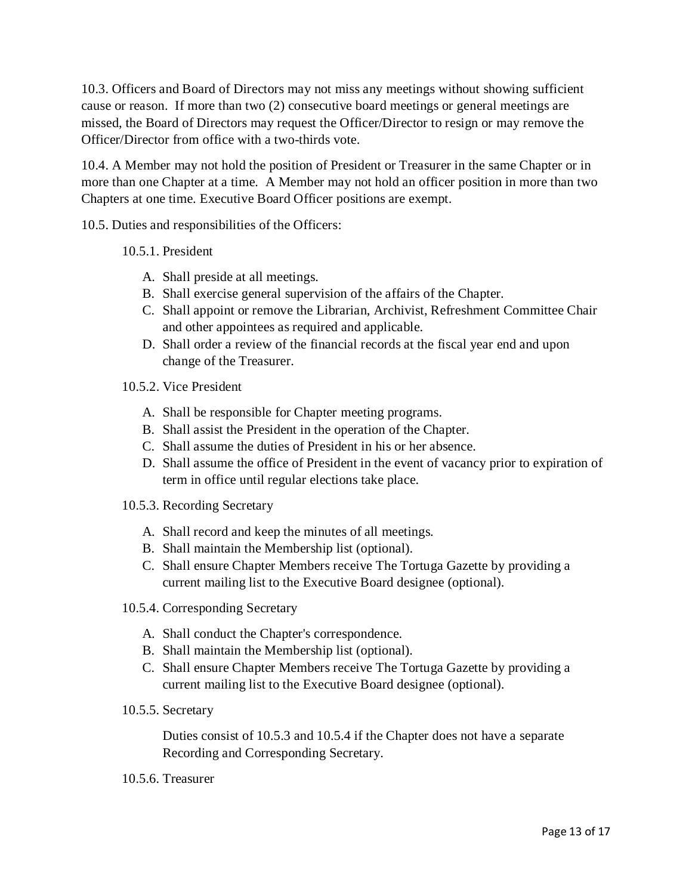10.3. Officers and Board of Directors may not miss any meetings without showing sufficient cause or reason. If more than two (2) consecutive board meetings or general meetings are missed, the Board of Directors may request the Officer/Director to resign or may remove the Officer/Director from office with a two-thirds vote.

10.4. A Member may not hold the position of President or Treasurer in the same Chapter or in more than one Chapter at a time. A Member may not hold an officer position in more than two Chapters at one time. Executive Board Officer positions are exempt.

10.5. Duties and responsibilities of the Officers:

10.5.1. President

A. Shall preside at all meetings.
B. Shall exercise general supervision of the affairs of the Chapter.
C. Shall appoint or remove the Librarian, Archivist, Refreshment Committee Chair and other appointees as required and applicable.
D. Shall order a review of the financial records at the fiscal year end and upon change of the Treasurer.

10.5.2. Vice President

A. Shall be responsible for Chapter meeting programs.
B. Shall assist the President in the operation of the Chapter.
C. Shall assume the duties of President in his or her absence.
D. Shall assume the office of President in the event of vacancy prior to expiration of term in office until regular elections take place.

10.5.3. Recording Secretary

A. Shall record and keep the minutes of all meetings.
B. Shall maintain the Membership list (optional).
C. Shall ensure Chapter Members receive The Tortuga Gazette by providing a current mailing list to the Executive Board designee (optional).

10.5.4. Corresponding Secretary

A. Shall conduct the Chapter's correspondence.
B. Shall maintain the Membership list (optional).
C. Shall ensure Chapter Members receive The Tortuga Gazette by providing a current mailing list to the Executive Board designee (optional).

10.5.5. Secretary

Duties consist of 10.5.3 and 10.5.4 if the Chapter does not have a separate Recording and Corresponding Secretary.

10.5.6. Treasurer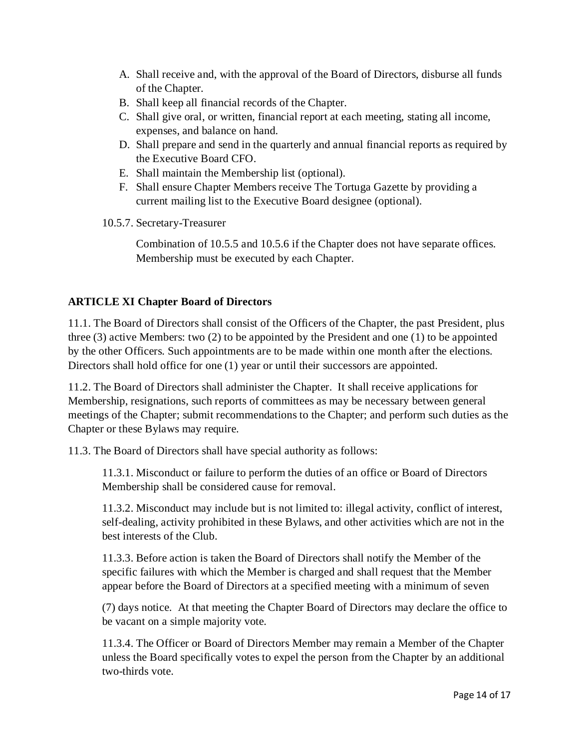A. Shall receive and, with the approval of the Board of Directors, disburse all funds of the Chapter.
B. Shall keep all financial records of the Chapter.
C. Shall give oral, or written, financial report at each meeting, stating all income, expenses, and balance on hand.
D. Shall prepare and send in the quarterly and annual financial reports as required by the Executive Board CFO.
E. Shall maintain the Membership list (optional).
F. Shall ensure Chapter Members receive The Tortuga Gazette by providing a current mailing list to the Executive Board designee (optional).

10.5.7. Secretary-Treasurer

Combination of 10.5.5 and 10.5.6 if the Chapter does not have separate offices. Membership must be executed by each Chapter.

**ARTICLE XI Chapter Board of Directors**

11.1. The Board of Directors shall consist of the Officers of the Chapter, the past President, plus three (3) active Members: two (2) to be appointed by the President and one (1) to be appointed by the other Officers. Such appointments are to be made within one month after the elections. Directors shall hold office for one (1) year or until their successors are appointed.

11.2. The Board of Directors shall administer the Chapter. It shall receive applications for Membership, resignations, such reports of committees as may be necessary between general meetings of the Chapter; submit recommendations to the Chapter; and perform such duties as the Chapter or these Bylaws may require.

11.3. The Board of Directors shall have special authority as follows:

11.3.1. Misconduct or failure to perform the duties of an office or Board of Directors Membership shall be considered cause for removal.

11.3.2. Misconduct may include but is not limited to: illegal activity, conflict of interest, self-dealing, activity prohibited in these Bylaws, and other activities which are not in the best interests of the Club.

11.3.3. Before action is taken the Board of Directors shall notify the Member of the specific failures with which the Member is charged and shall request that the Member appear before the Board of Directors at a specified meeting with a minimum of seven (7) days notice. At that meeting the Chapter Board of Directors may declare the office to be vacant on a simple majority vote.

11.3.4. The Officer or Board of Directors Member may remain a Member of the Chapter unless the Board specifically votes to expel the person from the Chapter by an additional two-thirds vote.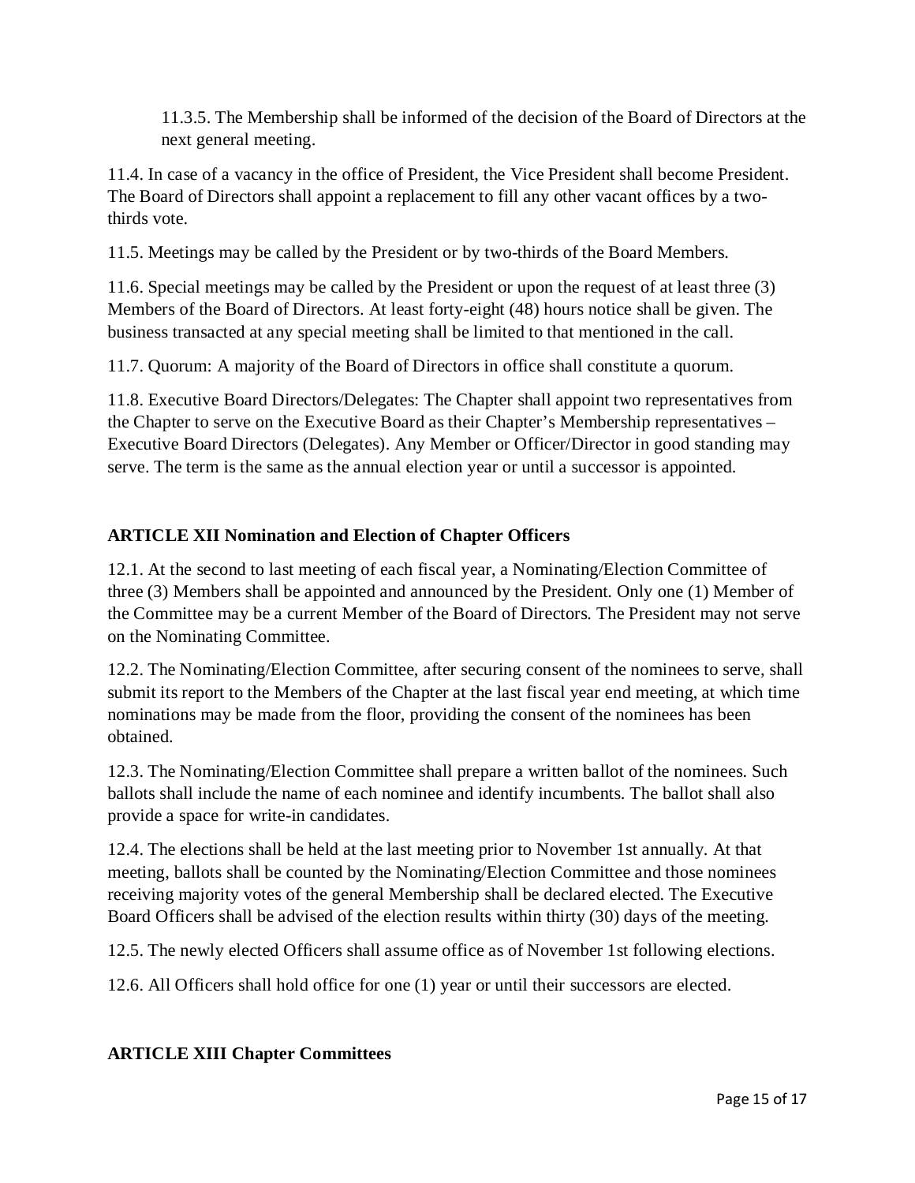11.3.5. The Membership shall be informed of the decision of the Board of Directors at the next general meeting.

11.4. In case of a vacancy in the office of President, the Vice President shall become President. The Board of Directors shall appoint a replacement to fill any other vacant offices by a two-thirds vote.

11.5. Meetings may be called by the President or by two-thirds of the Board Members.

11.6. Special meetings may be called by the President or upon the request of at least three (3) Members of the Board of Directors. At least forty-eight (48) hours notice shall be given. The business transacted at any special meeting shall be limited to that mentioned in the call.

11.7. Quorum: A majority of the Board of Directors in office shall constitute a quorum.

11.8. Executive Board Directors/Delegates: The Chapter shall appoint two representatives from the Chapter to serve on the Executive Board as their Chapter's Membership representatives – Executive Board Directors (Delegates). Any Member or Officer/Director in good standing may serve. The term is the same as the annual election year or until a successor is appointed.

## ARTICLE XII Nomination and Election of Chapter Officers

12.1. At the second to last meeting of each fiscal year, a Nominating/Election Committee of three (3) Members shall be appointed and announced by the President. Only one (1) Member of the Committee may be a current Member of the Board of Directors. The President may not serve on the Nominating Committee.

12.2. The Nominating/Election Committee, after securing consent of the nominees to serve, shall submit its report to the Members of the Chapter at the last fiscal year end meeting, at which time nominations may be made from the floor, providing the consent of the nominees has been obtained.

12.3. The Nominating/Election Committee shall prepare a written ballot of the nominees. Such ballots shall include the name of each nominee and identify incumbents. The ballot shall also provide a space for write-in candidates.

12.4. The elections shall be held at the last meeting prior to November 1st annually. At that meeting, ballots shall be counted by the Nominating/Election Committee and those nominees receiving majority votes of the general Membership shall be declared elected. The Executive Board Officers shall be advised of the election results within thirty (30) days of the meeting.

12.5. The newly elected Officers shall assume office as of November 1st following elections.

12.6. All Officers shall hold office for one (1) year or until their successors are elected.

## ARTICLE XIII Chapter Committees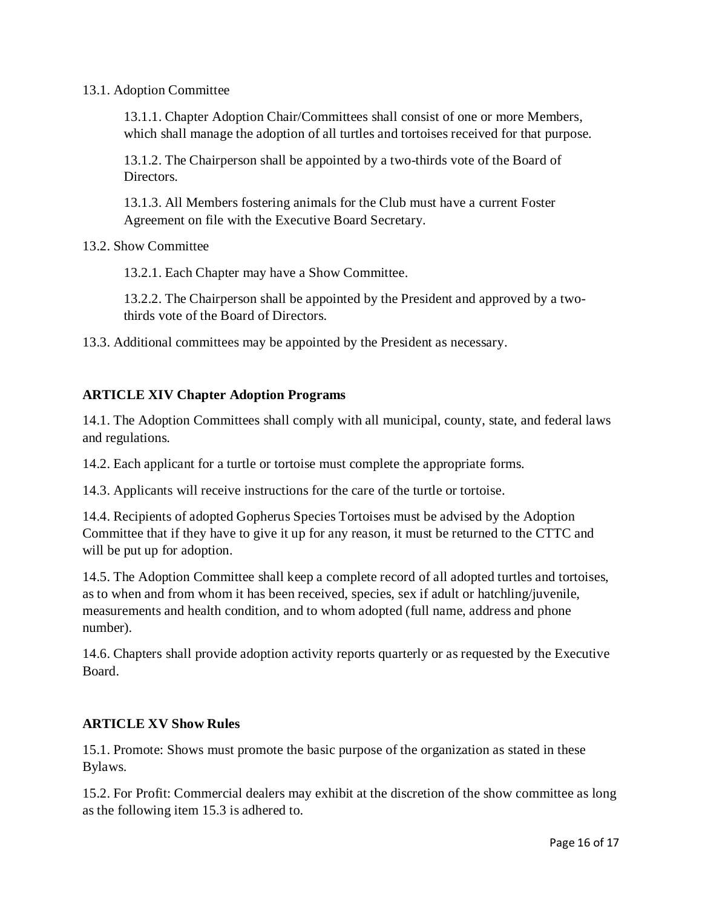13.1. Adoption Committee

13.1.1. Chapter Adoption Chair/Committees shall consist of one or more Members, which shall manage the adoption of all turtles and tortoises received for that purpose.

13.1.2. The Chairperson shall be appointed by a two-thirds vote of the Board of Directors.

13.1.3. All Members fostering animals for the Club must have a current Foster Agreement on file with the Executive Board Secretary.

13.2. Show Committee

13.2.1. Each Chapter may have a Show Committee.

13.2.2. The Chairperson shall be appointed by the President and approved by a two-thirds vote of the Board of Directors.

13.3. Additional committees may be appointed by the President as necessary.

**ARTICLE XIV Chapter Adoption Programs**

14.1. The Adoption Committees shall comply with all municipal, county, state, and federal laws and regulations.

14.2. Each applicant for a turtle or tortoise must complete the appropriate forms.

14.3. Applicants will receive instructions for the care of the turtle or tortoise.

14.4. Recipients of adopted Gopherus Species Tortoises must be advised by the Adoption Committee that if they have to give it up for any reason, it must be returned to the CTTC and will be put up for adoption.

14.5. The Adoption Committee shall keep a complete record of all adopted turtles and tortoises, as to when and from whom it has been received, species, sex if adult or hatchling/juvenile, measurements and health condition, and to whom adopted (full name, address and phone number).

14.6. Chapters shall provide adoption activity reports quarterly or as requested by the Executive Board.

**ARTICLE XV Show Rules**

15.1. Promote: Shows must promote the basic purpose of the organization as stated in these Bylaws.

15.2. For Profit: Commercial dealers may exhibit at the discretion of the show committee as long as the following item 15.3 is adhered to.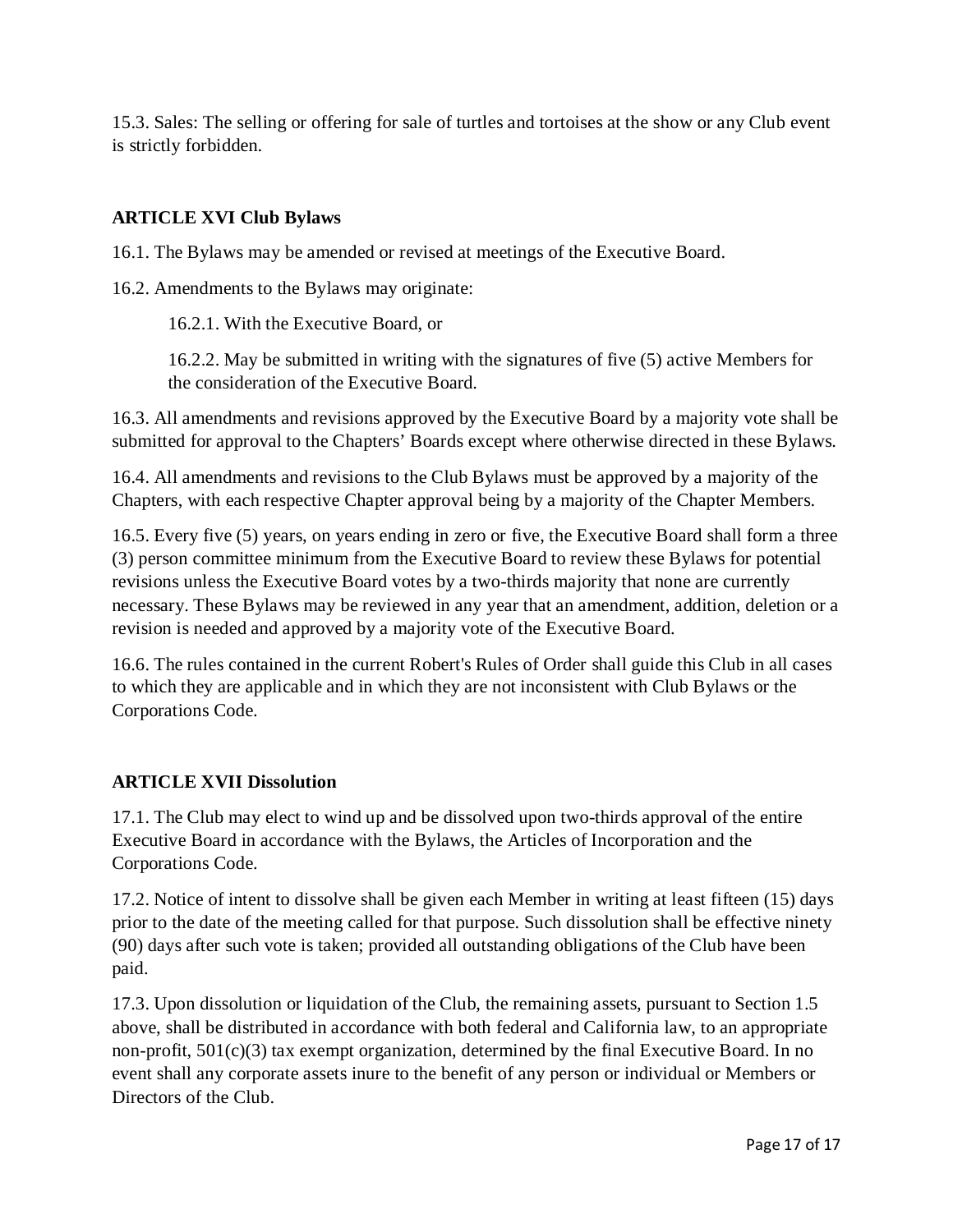15.3. Sales: The selling or offering for sale of turtles and tortoises at the show or any Club event is strictly forbidden.

## ARTICLE XVI Club Bylaws

16.1. The Bylaws may be amended or revised at meetings of the Executive Board.

16.2. Amendments to the Bylaws may originate:

16.2.1. With the Executive Board, or

16.2.2. May be submitted in writing with the signatures of five (5) active Members for the consideration of the Executive Board.

16.3. All amendments and revisions approved by the Executive Board by a majority vote shall be submitted for approval to the Chapters' Boards except where otherwise directed in these Bylaws.

16.4. All amendments and revisions to the Club Bylaws must be approved by a majority of the Chapters, with each respective Chapter approval being by a majority of the Chapter Members.

16.5. Every five (5) years, on years ending in zero or five, the Executive Board shall form a three (3) person committee minimum from the Executive Board to review these Bylaws for potential revisions unless the Executive Board votes by a two-thirds majority that none are currently necessary. These Bylaws may be reviewed in any year that an amendment, addition, deletion or a revision is needed and approved by a majority vote of the Executive Board.

16.6. The rules contained in the current Robert's Rules of Order shall guide this Club in all cases to which they are applicable and in which they are not inconsistent with Club Bylaws or the Corporations Code.

## ARTICLE XVII Dissolution

17.1. The Club may elect to wind up and be dissolved upon two-thirds approval of the entire Executive Board in accordance with the Bylaws, the Articles of Incorporation and the Corporations Code.

17.2. Notice of intent to dissolve shall be given each Member in writing at least fifteen (15) days prior to the date of the meeting called for that purpose. Such dissolution shall be effective ninety (90) days after such vote is taken; provided all outstanding obligations of the Club have been paid.

17.3. Upon dissolution or liquidation of the Club, the remaining assets, pursuant to Section 1.5 above, shall be distributed in accordance with both federal and California law, to an appropriate non-profit, 501(c)(3) tax exempt organization, determined by the final Executive Board. In no event shall any corporate assets inure to the benefit of any person or individual or Members or Directors of the Club.